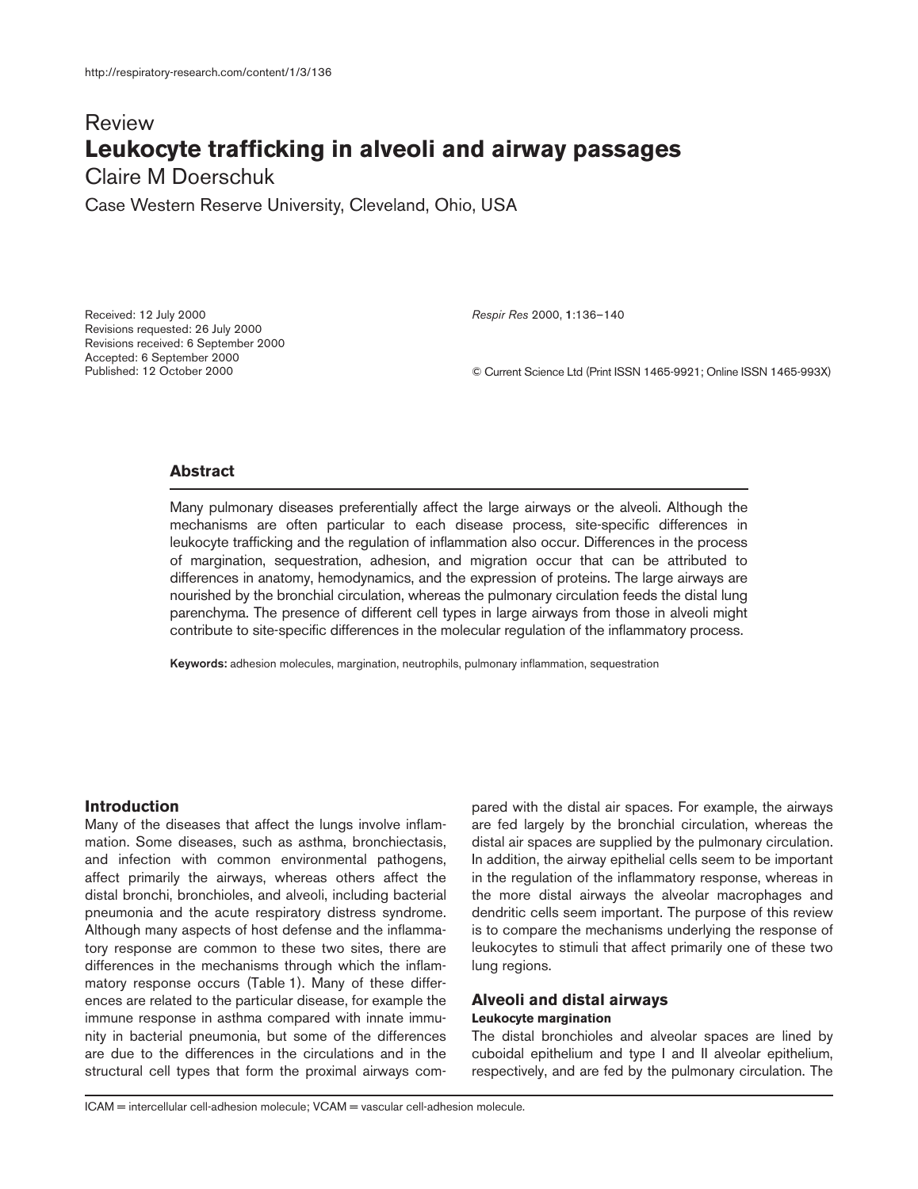Review

# Leukocyte trafficking in alveoli and airway passages

Claire M Doerschuk

Case Western Reserve University, Cleveland, Ohio, USA

Received: 12 July 2000
Revisions requested: 26 July 2000
Revisions received: 6 September 2000
Accepted: 6 September 2000
Published: 12 October 2000

*Respir Res* 2000, **1**:136–140

© Current Science Ltd (Print ISSN 1465-9921; Online ISSN 1465-993X)

## Abstract

Many pulmonary diseases preferentially affect the large airways or the alveoli. Although the mechanisms are often particular to each disease process, site-specific differences in leukocyte trafficking and the regulation of inflammation also occur. Differences in the process of margination, sequestration, adhesion, and migration occur that can be attributed to differences in anatomy, hemodynamics, and the expression of proteins. The large airways are nourished by the bronchial circulation, whereas the pulmonary circulation feeds the distal lung parenchyma. The presence of different cell types in large airways from those in alveoli might contribute to site-specific differences in the molecular regulation of the inflammatory process.

**Keywords:** adhesion molecules, margination, neutrophils, pulmonary inflammation, sequestration

## Introduction

Many of the diseases that affect the lungs involve inflammation. Some diseases, such as asthma, bronchiectasis, and infection with common environmental pathogens, affect primarily the airways, whereas others affect the distal bronchi, bronchioles, and alveoli, including bacterial pneumonia and the acute respiratory distress syndrome. Although many aspects of host defense and the inflammatory response are common to these two sites, there are differences in the mechanisms through which the inflammatory response occurs (Table 1). Many of these differences are related to the particular disease, for example the immune response in asthma compared with innate immunity in bacterial pneumonia, but some of the differences are due to the differences in the circulations and in the structural cell types that form the proximal airways compared with the distal air spaces. For example, the airways are fed largely by the bronchial circulation, whereas the distal air spaces are supplied by the pulmonary circulation. In addition, the airway epithelial cells seem to be important in the regulation of the inflammatory response, whereas in the more distal airways the alveolar macrophages and dendritic cells seem important. The purpose of this review is to compare the mechanisms underlying the response of leukocytes to stimuli that affect primarily one of these two lung regions.

## Alveoli and distal airways

### Leukocyte margination

The distal bronchioles and alveolar spaces are lined by cuboidal epithelium and type I and II alveolar epithelium, respectively, and are fed by the pulmonary circulation. The

ICAM = intercellular cell-adhesion molecule; VCAM = vascular cell-adhesion molecule.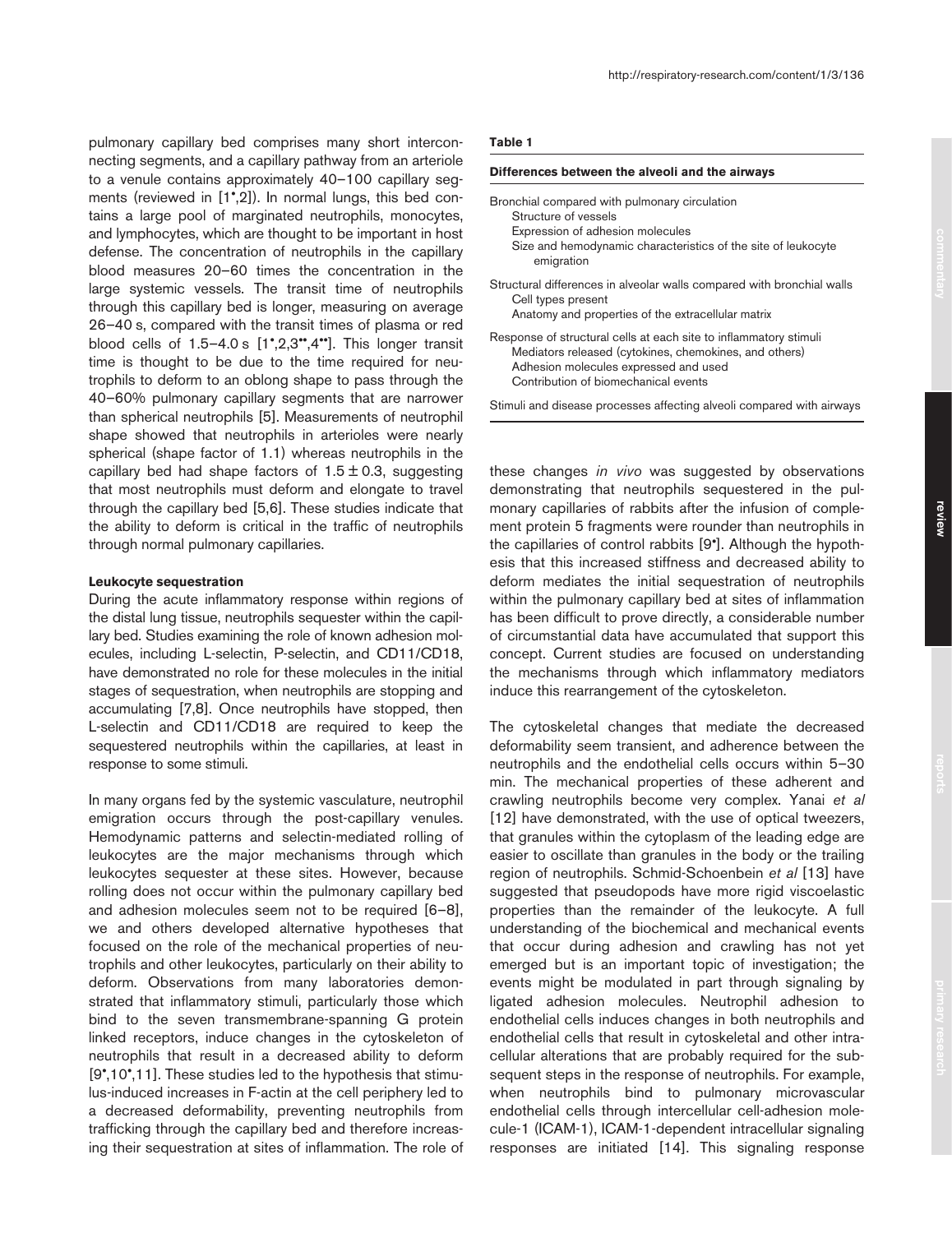pulmonary capillary bed comprises many short interconnecting segments, and a capillary pathway from an arteriole to a venule contains approximately 40–100 capillary segments (reviewed in [1•,2]). In normal lungs, this bed contains a large pool of marginated neutrophils, monocytes, and lymphocytes, which are thought to be important in host defense. The concentration of neutrophils in the capillary blood measures 20–60 times the concentration in the large systemic vessels. The transit time of neutrophils through this capillary bed is longer, measuring on average 26–40 s, compared with the transit times of plasma or red blood cells of 1.5–4.0 s [1•,2,3••,4••]. This longer transit time is thought to be due to the time required for neutrophils to deform to an oblong shape to pass through the 40–60% pulmonary capillary segments that are narrower than spherical neutrophils [5]. Measurements of neutrophil shape showed that neutrophils in arterioles were nearly spherical (shape factor of 1.1) whereas neutrophils in the capillary bed had shape factors of $1.5 \pm 0.3$, suggesting that most neutrophils must deform and elongate to travel through the capillary bed [5,6]. These studies indicate that the ability to deform is critical in the traffic of neutrophils through normal pulmonary capillaries.

### Leukocyte sequestration

During the acute inflammatory response within regions of the distal lung tissue, neutrophils sequester within the capillary bed. Studies examining the role of known adhesion molecules, including L-selectin, P-selectin, and CD11/CD18, have demonstrated no role for these molecules in the initial stages of sequestration, when neutrophils are stopping and accumulating [7,8]. Once neutrophils have stopped, then L-selectin and CD11/CD18 are required to keep the sequestered neutrophils within the capillaries, at least in response to some stimuli.

In many organs fed by the systemic vasculature, neutrophil emigration occurs through the post-capillary venules. Hemodynamic patterns and selectin-mediated rolling of leukocytes are the major mechanisms through which leukocytes sequester at these sites. However, because rolling does not occur within the pulmonary capillary bed and adhesion molecules seem not to be required [6–8], we and others developed alternative hypotheses that focused on the role of the mechanical properties of neutrophils and other leukocytes, particularly on their ability to deform. Observations from many laboratories demonstrated that inflammatory stimuli, particularly those which bind to the seven transmembrane-spanning G protein linked receptors, induce changes in the cytoskeleton of neutrophils that result in a decreased ability to deform [9•,10•,11]. These studies led to the hypothesis that stimulus-induced increases in F-actin at the cell periphery led to a decreased deformability, preventing neutrophils from trafficking through the capillary bed and therefore increasing their sequestration at sites of inflammation. The role of these changes *in vivo* was suggested by observations demonstrating that neutrophils sequestered in the pulmonary capillaries of rabbits after the infusion of complement protein 5 fragments were rounder than neutrophils in the capillaries of control rabbits [9•]. Although the hypothesis that this increased stiffness and decreased ability to deform mediates the initial sequestration of neutrophils within the pulmonary capillary bed at sites of inflammation has been difficult to prove directly, a considerable number of circumstantial data have accumulated that support this concept. Current studies are focused on understanding the mechanisms through which inflammatory mediators induce this rearrangement of the cytoskeleton.

The cytoskeletal changes that mediate the decreased deformability seem transient, and adherence between the neutrophils and the endothelial cells occurs within 5–30 min. The mechanical properties of these adherent and crawling neutrophils become very complex. Yanai *et al* [12] have demonstrated, with the use of optical tweezers, that granules within the cytoplasm of the leading edge are easier to oscillate than granules in the body or the trailing region of neutrophils. Schmid-Schoenbein *et al* [13] have suggested that pseudopods have more rigid viscoelastic properties than the remainder of the leukocyte. A full understanding of the biochemical and mechanical events that occur during adhesion and crawling has not yet emerged but is an important topic of investigation; the events might be modulated in part through signaling by ligated adhesion molecules. Neutrophil adhesion to endothelial cells induces changes in both neutrophils and endothelial cells that result in cytoskeletal and other intracellular alterations that are probably required for the subsequent steps in the response of neutrophils. For example, when neutrophils bind to pulmonary microvascular endothelial cells through intercellular cell-adhesion molecule-1 (ICAM-1), ICAM-1-dependent intracellular signaling responses are initiated [14]. This signaling response

**Table 1**

**Differences between the alveoli and the airways**

| |
|---|
| Bronchial compared with pulmonary circulation |
| Structure of vessels |
| Expression of adhesion molecules |
| Size and hemodynamic characteristics of the site of leukocyte emigration |
| Structural differences in alveolar walls compared with bronchial walls |
| Cell types present |
| Anatomy and properties of the extracellular matrix |
| Response of structural cells at each site to inflammatory stimuli |
| Mediators released (cytokines, chemokines, and others) |
| Adhesion molecules expressed and used |
| Contribution of biomechanical events |
| Stimuli and disease processes affecting alveoli compared with airways |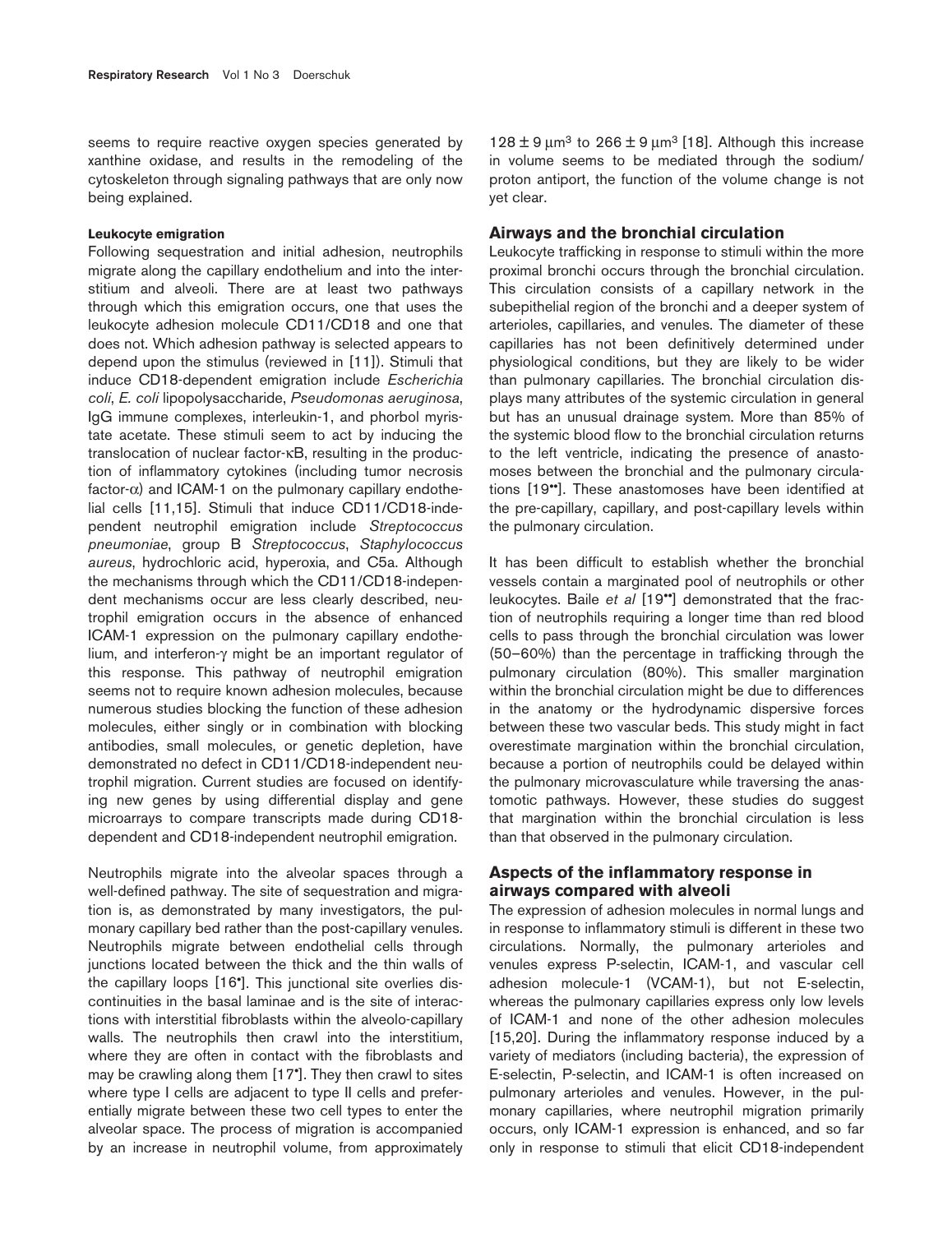seems to require reactive oxygen species generated by xanthine oxidase, and results in the remodeling of the cytoskeleton through signaling pathways that are only now being explained.

#### Leukocyte emigration

Following sequestration and initial adhesion, neutrophils migrate along the capillary endothelium and into the interstitium and alveoli. There are at least two pathways through which this emigration occurs, one that uses the leukocyte adhesion molecule CD11/CD18 and one that does not. Which adhesion pathway is selected appears to depend upon the stimulus (reviewed in [11]). Stimuli that induce CD18-dependent emigration include *Escherichia coli*, *E. coli* lipopolysaccharide, *Pseudomonas aeruginosa*, IgG immune complexes, interleukin-1, and phorbol myristate acetate. These stimuli seem to act by inducing the translocation of nuclear factor-κB, resulting in the production of inflammatory cytokines (including tumor necrosis factor-α) and ICAM-1 on the pulmonary capillary endothelial cells [11,15]. Stimuli that induce CD11/CD18-independent neutrophil emigration include *Streptococcus pneumoniae*, group B *Streptococcus*, *Staphylococcus aureus*, hydrochloric acid, hyperoxia, and C5a. Although the mechanisms through which the CD11/CD18-independent mechanisms occur are less clearly described, neutrophil emigration occurs in the absence of enhanced ICAM-1 expression on the pulmonary capillary endothelium, and interferon-γ might be an important regulator of this response. This pathway of neutrophil emigration seems not to require known adhesion molecules, because numerous studies blocking the function of these adhesion molecules, either singly or in combination with blocking antibodies, small molecules, or genetic depletion, have demonstrated no defect in CD11/CD18-independent neutrophil migration. Current studies are focused on identifying new genes by using differential display and gene microarrays to compare transcripts made during CD18-dependent and CD18-independent neutrophil emigration.

Neutrophils migrate into the alveolar spaces through a well-defined pathway. The site of sequestration and migration is, as demonstrated by many investigators, the pulmonary capillary bed rather than the post-capillary venules. Neutrophils migrate between endothelial cells through junctions located between the thick and the thin walls of the capillary loops [16•]. This junctional site overlies discontinuities in the basal laminae and is the site of interactions with interstitial fibroblasts within the alveolo-capillary walls. The neutrophils then crawl into the interstitium, where they are often in contact with the fibroblasts and may be crawling along them [17•]. They then crawl to sites where type I cells are adjacent to type II cells and preferentially migrate between these two cell types to enter the alveolar space. The process of migration is accompanied by an increase in neutrophil volume, from approximately $128 \pm 9\ \mu m^3$ to $266 \pm 9\ \mu m^3$ [18]. Although this increase in volume seems to be mediated through the sodium/proton antiport, the function of the volume change is not yet clear.

## Airways and the bronchial circulation

Leukocyte trafficking in response to stimuli within the more proximal bronchi occurs through the bronchial circulation. This circulation consists of a capillary network in the subepithelial region of the bronchi and a deeper system of arterioles, capillaries, and venules. The diameter of these capillaries has not been definitively determined under physiological conditions, but they are likely to be wider than pulmonary capillaries. The bronchial circulation displays many attributes of the systemic circulation in general but has an unusual drainage system. More than 85% of the systemic blood flow to the bronchial circulation returns to the left ventricle, indicating the presence of anastomoses between the bronchial and the pulmonary circulations [19••]. These anastomoses have been identified at the pre-capillary, capillary, and post-capillary levels within the pulmonary circulation.

It has been difficult to establish whether the bronchial vessels contain a marginated pool of neutrophils or other leukocytes. Baile *et al* [19••] demonstrated that the fraction of neutrophils requiring a longer time than red blood cells to pass through the bronchial circulation was lower (50–60%) than the percentage in trafficking through the pulmonary circulation (80%). This smaller margination within the bronchial circulation might be due to differences in the anatomy or the hydrodynamic dispersive forces between these two vascular beds. This study might in fact overestimate margination within the bronchial circulation, because a portion of neutrophils could be delayed within the pulmonary microvasculature while traversing the anastomotic pathways. However, these studies do suggest that margination within the bronchial circulation is less than that observed in the pulmonary circulation.

## Aspects of the inflammatory response in airways compared with alveoli

The expression of adhesion molecules in normal lungs and in response to inflammatory stimuli is different in these two circulations. Normally, the pulmonary arterioles and venules express P-selectin, ICAM-1, and vascular cell adhesion molecule-1 (VCAM-1), but not E-selectin, whereas the pulmonary capillaries express only low levels of ICAM-1 and none of the other adhesion molecules [15,20]. During the inflammatory response induced by a variety of mediators (including bacteria), the expression of E-selectin, P-selectin, and ICAM-1 is often increased on pulmonary arterioles and venules. However, in the pulmonary capillaries, where neutrophil migration primarily occurs, only ICAM-1 expression is enhanced, and so far only in response to stimuli that elicit CD18-independent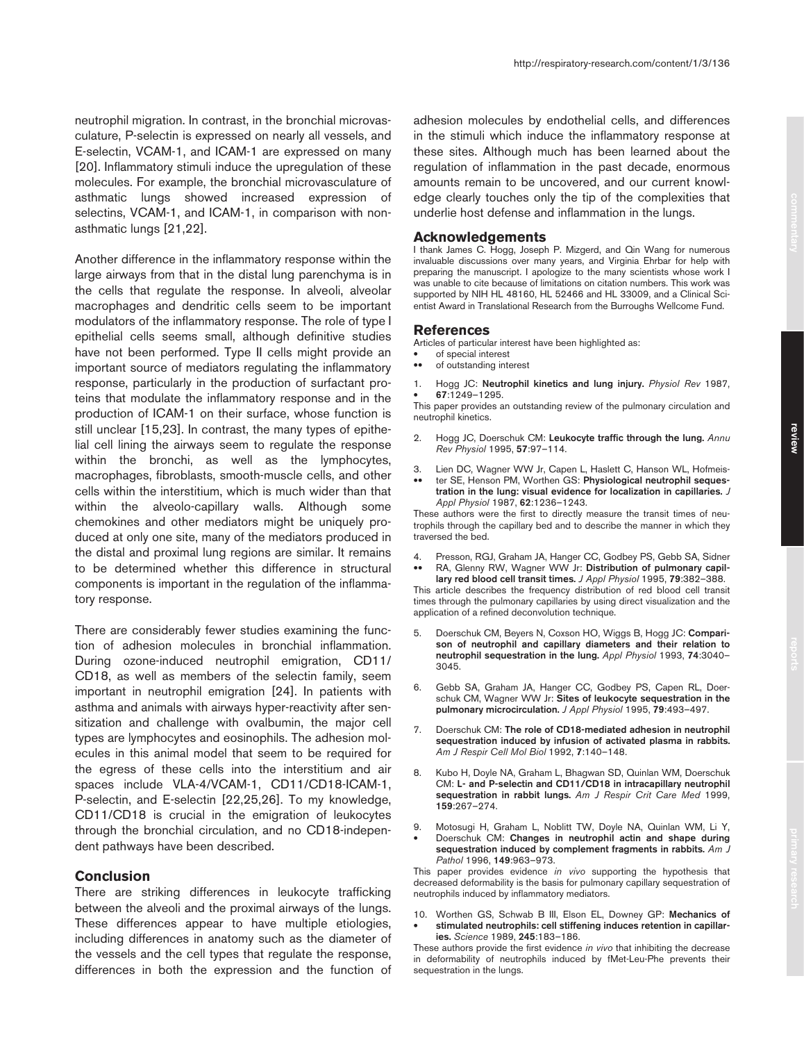neutrophil migration. In contrast, in the bronchial microvasculature, P-selectin is expressed on nearly all vessels, and E-selectin, VCAM-1, and ICAM-1 are expressed on many [20]. Inflammatory stimuli induce the upregulation of these molecules. For example, the bronchial microvasculature of asthmatic lungs showed increased expression of selectins, VCAM-1, and ICAM-1, in comparison with non-asthmatic lungs [21,22].

Another difference in the inflammatory response within the large airways from that in the distal lung parenchyma is in the cells that regulate the response. In alveoli, alveolar macrophages and dendritic cells seem to be important modulators of the inflammatory response. The role of type I epithelial cells seems small, although definitive studies have not been performed. Type II cells might provide an important source of mediators regulating the inflammatory response, particularly in the production of surfactant proteins that modulate the inflammatory response and in the production of ICAM-1 on their surface, whose function is still unclear [15,23]. In contrast, the many types of epithelial cell lining the airways seem to regulate the response within the bronchi, as well as the lymphocytes, macrophages, fibroblasts, smooth-muscle cells, and other cells within the interstitium, which is much wider than that within the alveolo-capillary walls. Although some chemokines and other mediators might be uniquely produced at only one site, many of the mediators produced in the distal and proximal lung regions are similar. It remains to be determined whether this difference in structural components is important in the regulation of the inflammatory response.

There are considerably fewer studies examining the function of adhesion molecules in bronchial inflammation. During ozone-induced neutrophil emigration, CD11/CD18, as well as members of the selectin family, seem important in neutrophil emigration [24]. In patients with asthma and animals with airways hyper-reactivity after sensitization and challenge with ovalbumin, the major cell types are lymphocytes and eosinophils. The adhesion molecules in this animal model that seem to be required for the egress of these cells into the interstitium and air spaces include VLA-4/VCAM-1, CD11/CD18-ICAM-1, P-selectin, and E-selectin [22,25,26]. To my knowledge, CD11/CD18 is crucial in the emigration of leukocytes through the bronchial circulation, and no CD18-independent pathways have been described.

## Conclusion

There are striking differences in leukocyte trafficking between the alveoli and the proximal airways of the lungs. These differences appear to have multiple etiologies, including differences in anatomy such as the diameter of the vessels and the cell types that regulate the response, differences in both the expression and the function of adhesion molecules by endothelial cells, and differences in the stimuli which induce the inflammatory response at these sites. Although much has been learned about the regulation of inflammation in the past decade, enormous amounts remain to be uncovered, and our current knowledge clearly touches only the tip of the complexities that underlie host defense and inflammation in the lungs.

## Acknowledgements

I thank James C. Hogg, Joseph P. Mizgerd, and Qin Wang for numerous invaluable discussions over many years, and Virginia Ehrbar for help with preparing the manuscript. I apologize to the many scientists whose work I was unable to cite because of limitations on citation numbers. This work was supported by NIH HL 48160, HL 52466 and HL 33009, and a Clinical Scientist Award in Translational Research from the Burroughs Wellcome Fund.

## References

Articles of particular interest have been highlighted as:
- • of special interest
- •• of outstanding interest

1. • Hogg JC: **Neutrophil kinetics and lung injury.** *Physiol Rev* 1987, **67**:1249–1295.
   This paper provides an outstanding review of the pulmonary circulation and neutrophil kinetics.
2. Hogg JC, Doerschuk CM: **Leukocyte traffic through the lung.** *Annu Rev Physiol* 1995, **57**:97–114.
3. •• Lien DC, Wagner WW Jr, Capen L, Haslett C, Hanson WL, Hofmeister SE, Henson PM, Worthen GS: **Physiological neutrophil sequestration in the lung: visual evidence for localization in capillaries.** *J Appl Physiol* 1987, **62**:1236–1243.
   These authors were the first to directly measure the transit times of neutrophils through the capillary bed and to describe the manner in which they traversed the bed.
4. •• Presson, RGJ, Graham JA, Hanger CC, Godbey PS, Gebb SA, Sidner RA, Glenny RW, Wagner WW Jr: **Distribution of pulmonary capillary red blood cell transit times.** *J Appl Physiol* 1995, **79**:382–388.
   This article describes the frequency distribution of red blood cell transit times through the pulmonary capillaries by using direct visualization and the application of a refined deconvolution technique.
5. Doerschuk CM, Beyers N, Coxson HO, Wiggs B, Hogg JC: **Comparison of neutrophil and capillary diameters and their relation to neutrophil sequestration in the lung.** *Appl Physiol* 1993, **74**:3040–3045.
6. Gebb SA, Graham JA, Hanger CC, Godbey PS, Capen RL, Doerschuk CM, Wagner WW Jr: **Sites of leukocyte sequestration in the pulmonary microcirculation.** *J Appl Physiol* 1995, **79**:493–497.
7. Doerschuk CM: **The role of CD18-mediated adhesion in neutrophil sequestration induced by infusion of activated plasma in rabbits.** *Am J Respir Cell Mol Biol* 1992, **7**:140–148.
8. Kubo H, Doyle NA, Graham L, Bhagwan SD, Quinlan WM, Doerschuk CM: **L- and P-selectin and CD11/CD18 in intracapillary neutrophil sequestration in rabbit lungs.** *Am J Respir Crit Care Med* 1999, **159**:267–274.
9. • Motosugi H, Graham L, Noblitt TW, Doyle NA, Quinlan WM, Li Y, Doerschuk CM: **Changes in neutrophil actin and shape during sequestration induced by complement fragments in rabbits.** *Am J Pathol* 1996, **149**:963–973.
   This paper provides evidence *in vivo* supporting the hypothesis that decreased deformability is the basis for pulmonary capillary sequestration of neutrophils induced by inflammatory mediators.
10. • Worthen GS, Schwab B III, Elson EL, Downey GP: **Mechanics of stimulated neutrophils: cell stiffening induces retention in capillaries.** *Science* 1989, **245**:183–186.
    These authors provide the first evidence *in vivo* that inhibiting the decrease in deformability of neutrophils induced by fMet-Leu-Phe prevents their sequestration in the lungs.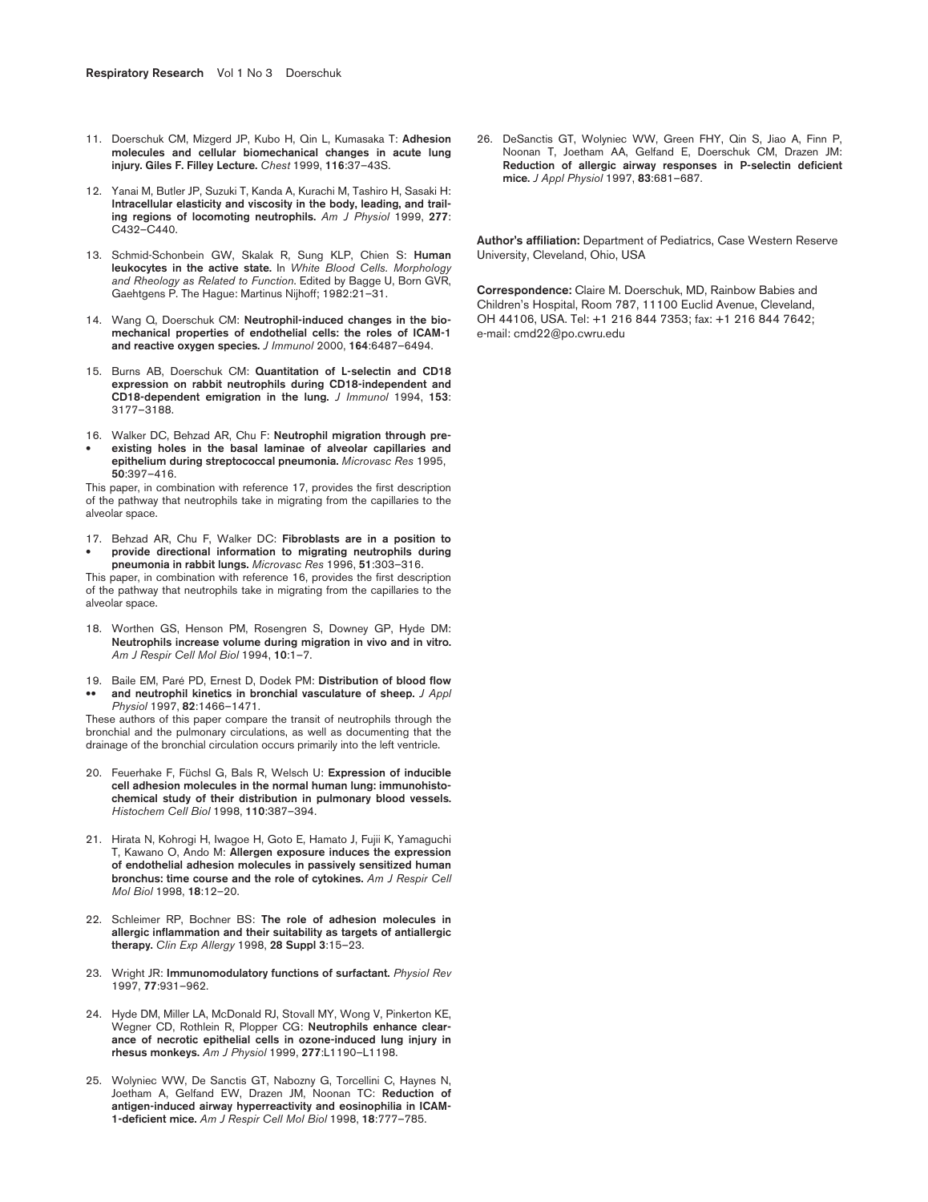11. Doerschuk CM, Mizgerd JP, Kubo H, Qin L, Kumasaka T: **Adhesion molecules and cellular biomechanical changes in acute lung injury. Giles F. Filley Lecture.** *Chest* 1999, **116**:37–43S.

12. Yanai M, Butler JP, Suzuki T, Kanda A, Kurachi M, Tashiro H, Sasaki H: **Intracellular elasticity and viscosity in the body, leading, and trailing regions of locomoting neutrophils.** *Am J Physiol* 1999, **277**: C432–C440.

13. Schmid-Schonbein GW, Skalak R, Sung KLP, Chien S: **Human leukocytes in the active state.** In *White Blood Cells. Morphology and Rheology as Related to Function*. Edited by Bagge U, Born GVR, Gaehtgens P. The Hague: Martinus Nijhoff; 1982:21–31.

14. Wang Q, Doerschuk CM: **Neutrophil-induced changes in the biomechanical properties of endothelial cells: the roles of ICAM-1 and reactive oxygen species.** *J Immunol* 2000, **164**:6487–6494.

15. Burns AB, Doerschuk CM: **Quantitation of L-selectin and CD18 expression on rabbit neutrophils during CD18-independent and CD18-dependent emigration in the lung.** *J Immunol* 1994, **153**: 3177–3188.

16. • Walker DC, Behzad AR, Chu F: **Neutrophil migration through preexisting holes in the basal laminae of alveolar capillaries and epithelium during streptococcal pneumonia.** *Microvasc Res* 1995, **50**:397–416.

This paper, in combination with reference 17, provides the first description of the pathway that neutrophils take in migrating from the capillaries to the alveolar space.

17. • Behzad AR, Chu F, Walker DC: **Fibroblasts are in a position to provide directional information to migrating neutrophils during pneumonia in rabbit lungs.** *Microvasc Res* 1996, **51**:303–316.

This paper, in combination with reference 16, provides the first description of the pathway that neutrophils take in migrating from the capillaries to the alveolar space.

18. Worthen GS, Henson PM, Rosengren S, Downey GP, Hyde DM: **Neutrophils increase volume during migration in vivo and in vitro.** *Am J Respir Cell Mol Biol* 1994, **10**:1–7.

19. •• Baile EM, Paré PD, Ernest D, Dodek PM: **Distribution of blood flow and neutrophil kinetics in bronchial vasculature of sheep.** *J Appl Physiol* 1997, **82**:1466–1471.

These authors of this paper compare the transit of neutrophils through the bronchial and the pulmonary circulations, as well as documenting that the drainage of the bronchial circulation occurs primarily into the left ventricle.

20. Feuerhake F, Füchsl G, Bals R, Welsch U: **Expression of inducible cell adhesion molecules in the normal human lung: immunohistochemical study of their distribution in pulmonary blood vessels.** *Histochem Cell Biol* 1998, **110**:387–394.

21. Hirata N, Kohrogi H, Iwagoe H, Goto E, Hamato J, Fujii K, Yamaguchi T, Kawano O, Ando M: **Allergen exposure induces the expression of endothelial adhesion molecules in passively sensitized human bronchus: time course and the role of cytokines.** *Am J Respir Cell Mol Biol* 1998, **18**:12–20.

22. Schleimer RP, Bochner BS: **The role of adhesion molecules in allergic inflammation and their suitability as targets of antiallergic therapy.** *Clin Exp Allergy* 1998, **28 Suppl 3**:15–23.

23. Wright JR: **Immunomodulatory functions of surfactant.** *Physiol Rev* 1997, **77**:931–962.

24. Hyde DM, Miller LA, McDonald RJ, Stovall MY, Wong V, Pinkerton KE, Wegner CD, Rothlein R, Plopper CG: **Neutrophils enhance clearance of necrotic epithelial cells in ozone-induced lung injury in rhesus monkeys.** *Am J Physiol* 1999, **277**:L1190–L1198.

25. Wolyniec WW, De Sanctis GT, Nabozny G, Torcellini C, Haynes N, Joetham A, Gelfand EW, Drazen JM, Noonan TC: **Reduction of antigen-induced airway hyperreactivity and eosinophilia in ICAM-1-deficient mice.** *Am J Respir Cell Mol Biol* 1998, **18**:777–785.

26. DeSanctis GT, Wolyniec WW, Green FHY, Qin S, Jiao A, Finn P, Noonan T, Joetham AA, Gelfand E, Doerschuk CM, Drazen JM: **Reduction of allergic airway responses in P-selectin deficient mice.** *J Appl Physiol* 1997, **83**:681–687.

**Author's affiliation:** Department of Pediatrics, Case Western Reserve University, Cleveland, Ohio, USA

**Correspondence:** Claire M. Doerschuk, MD, Rainbow Babies and Children's Hospital, Room 787, 11100 Euclid Avenue, Cleveland, OH 44106, USA. Tel: +1 216 844 7353; fax: +1 216 844 7642; e-mail: cmd22@po.cwru.edu